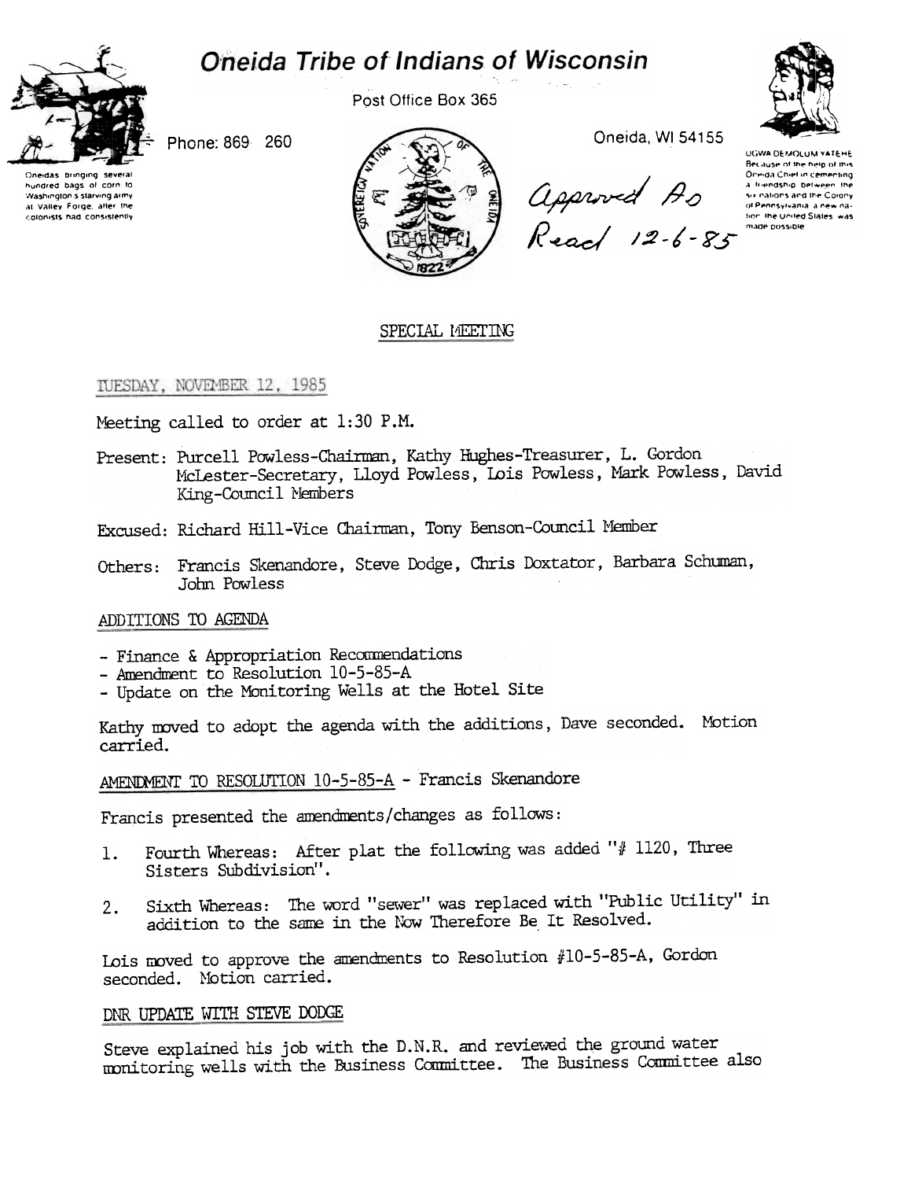# Oneida Tribe of Indians of Wisconsin

Oneidas bringing several hundred bags of corn to Washington's starving army at Valley Forge, after the colonists had consistently

Phone: 869 260

Post Office Box 365

Oneida, WI 54155

UGWA DEMOLUM YATEHE Because of the help of this Oneida Chief in cementing a friendship between the six nations and the Colony of Pennsylvania, a new nation, the United States was made possible

*Approved As Read 12-6-85*

## SPECIAL MEETING

TUESDAY, NOVEMBER 12, 1985

Meeting called to order at 1:30 P.M.

Present: Purcell Powless-Chairman, Kathy Hughes-Treasurer, L. Gordon McLester-Secretary, Lloyd Powless, Lois Powless, Mark Powless, David King-Council Members

Excused: Richard Hill-Vice Chairman, Tony Benson-Council Member

Others: Francis Skenandore, Steve Dodge, Chris Doxtator, Barbara Schuman, John Powless

### ADDITIONS TO AGENDA

- Finance & Appropriation Recommendations
- Amendment to Resolution 10-5-85-A
- Update on the Monitoring Wells at the Hotel Site

Kathy moved to adopt the agenda with the additions, Dave seconded. Motion carried.

### AMENDMENT TO RESOLUTION 10-5-85-A - Francis Skenandore

Francis presented the amendments/changes as follows:

1. Fourth Whereas: After plat the following was added "# 1120, Three Sisters Subdivision".
2. Sixth Whereas: The word "sewer" was replaced with "Public Utility" in addition to the same in the Now Therefore Be It Resolved.

Lois moved to approve the amendments to Resolution #10-5-85-A, Gordon seconded. Motion carried.

### DNR UPDATE WITH STEVE DODGE

Steve explained his job with the D.N.R. and reviewed the ground water monitoring wells with the Business Committee. The Business Committee also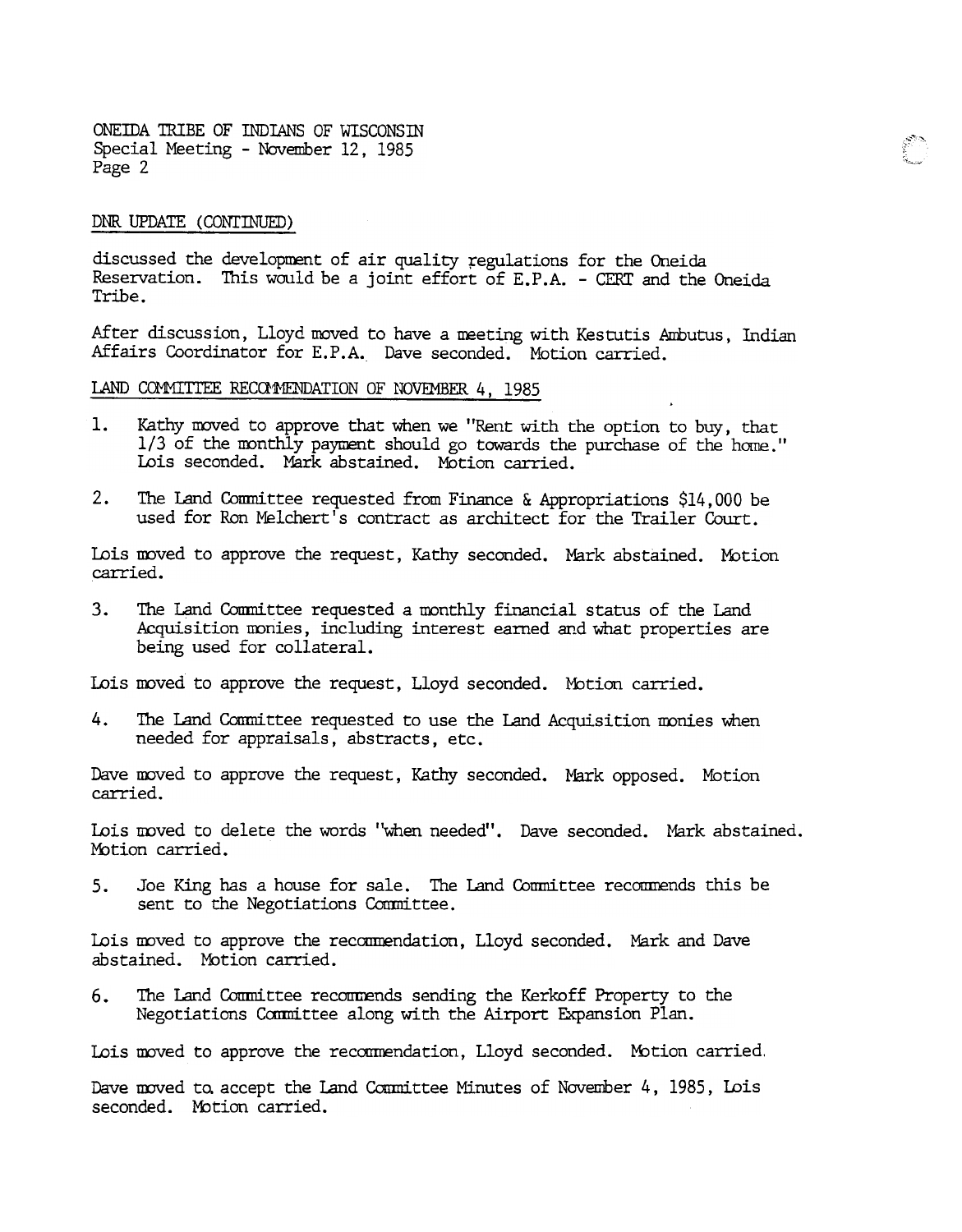## DNR UPDATE (CONTINUED)

discussed the development of air quality regulations for the Oneida Reservation. This would be a joint effort of E.P.A. - CERT and the Oneida Tribe.

After discussion, Lloyd moved to have a meeting with Kestutis Ambutus, Indian Affairs Coordinator for E.P.A. Dave seconded. Motion carried.

## LAND COMMITTEE RECOMMENDATION OF NOVEMBER 4, 1985

1. Kathy moved to approve that when we "Rent with the option to buy, that 1/3 of the monthly payment should go towards the purchase of the home." Lois seconded. Mark abstained. Motion carried.

2. The Land Committee requested from Finance & Appropriations $14,000 be used for Ron Melchert's contract as architect for the Trailer Court.

Lois moved to approve the request, Kathy seconded. Mark abstained. Motion carried.

3. The Land Committee requested a monthly financial status of the Land Acquisition monies, including interest earned and what properties are being used for collateral.

Lois moved to approve the request, Lloyd seconded. Motion carried.

4. The Land Committee requested to use the Land Acquisition monies when needed for appraisals, abstracts, etc.

Dave moved to approve the request, Kathy seconded. Mark opposed. Motion carried.

Lois moved to delete the words "when needed". Dave seconded. Mark abstained. Motion carried.

5. Joe King has a house for sale. The Land Committee recommends this be sent to the Negotiations Committee.

Lois moved to approve the recommendation, Lloyd seconded. Mark and Dave abstained. Motion carried.

6. The Land Committee recommends sending the Kerkoff Property to the Negotiations Committee along with the Airport Expansion Plan.

Lois moved to approve the recommendation, Lloyd seconded. Motion carried.

Dave moved to accept the Land Committee Minutes of November 4, 1985, Lois seconded. Motion carried.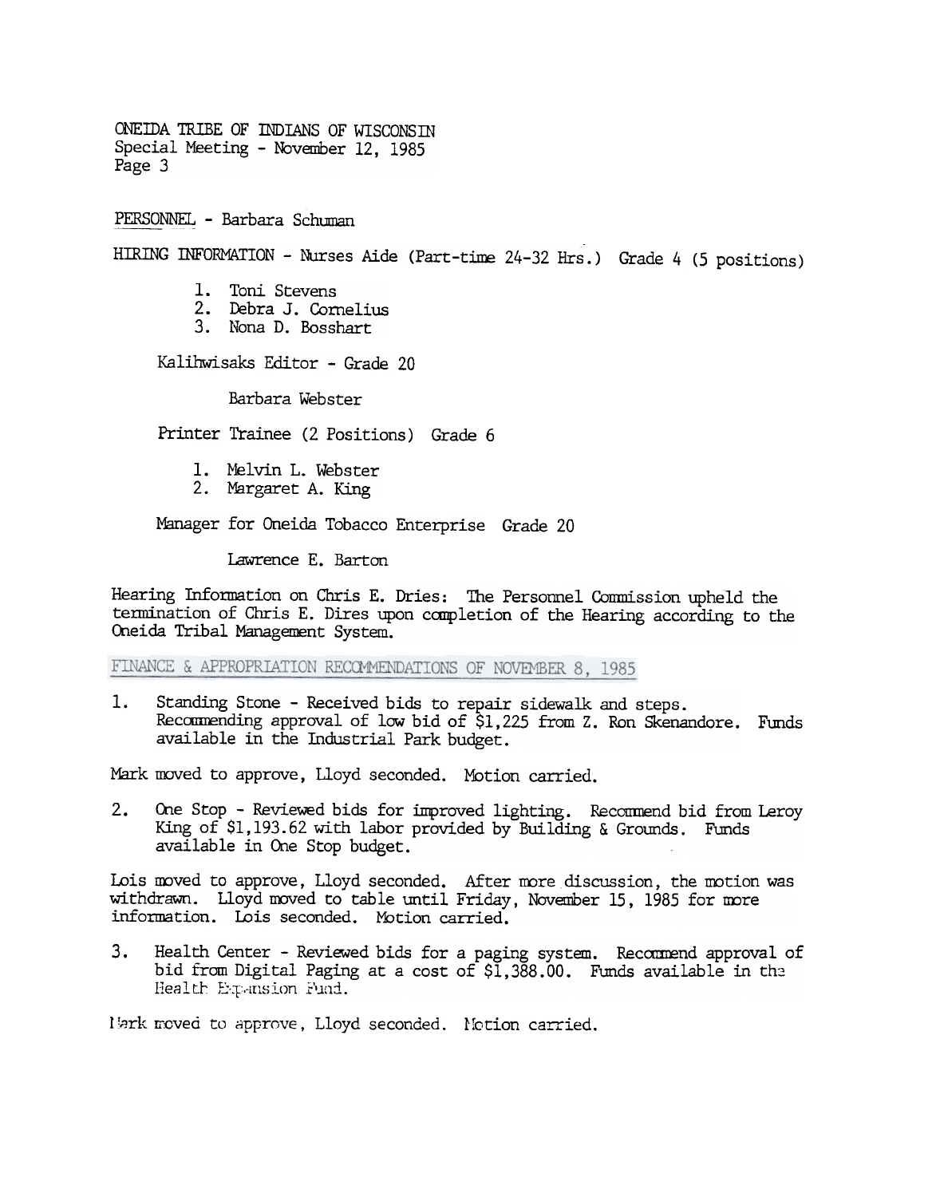PERSONNEL - Barbara Schuman

HIRING INFORMATION - Nurses Aide (Part-time 24-32 Hrs.) Grade 4 (5 positions)

1. Toni Stevens
2. Debra J. Cornelius
3. Nona D. Bosshart

Kalihwisaks Editor - Grade 20

Barbara Webster

Printer Trainee (2 Positions) Grade 6

1. Melvin L. Webster
2. Margaret A. King

Manager for Oneida Tobacco Enterprise Grade 20

Lawrence E. Barton

Hearing Information on Chris E. Dries: The Personnel Commission upheld the termination of Chris E. Dires upon completion of the Hearing according to the Oneida Tribal Management System.

FINANCE & APPROPRIATION RECOMMENDATIONS OF NOVEMBER 8, 1985

1. Standing Stone - Received bids to repair sidewalk and steps. Recommending approval of low bid of $1,225 from Z. Ron Skenandore. Funds available in the Industrial Park budget.

Mark moved to approve, Lloyd seconded. Motion carried.

2. One Stop - Reviewed bids for improved lighting. Recommend bid from Leroy King of $1,193.62 with labor provided by Building & Grounds. Funds available in One Stop budget.

Lois moved to approve, Lloyd seconded. After more discussion, the motion was withdrawn. Lloyd moved to table until Friday, November 15, 1985 for more information. Lois seconded. Motion carried.

3. Health Center - Reviewed bids for a paging system. Recommend approval of bid from Digital Paging at a cost of $1,388.00. Funds available in the Health Expansion Fund.

Mark moved to approve, Lloyd seconded. Motion carried.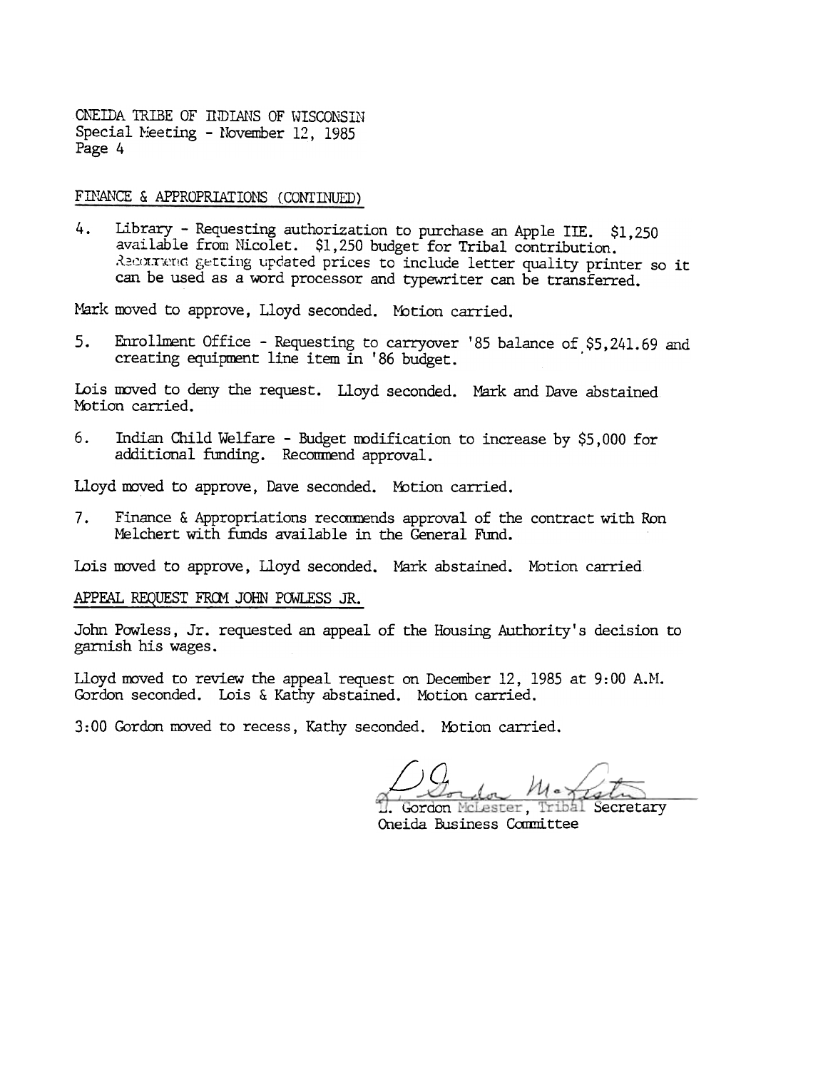ONEIDA TRIBE OF INDIANS OF WISCONSIN
Special Meeting - November 12, 1985
Page 4

## FINANCE & APPROPRIATIONS (CONTINUED)

4. Library - Requesting authorization to purchase an Apple IIE. $1,250 available from Nicolet. $1,250 budget for Tribal contribution. Recommend getting updated prices to include letter quality printer so it can be used as a word processor and typewriter can be transferred.

Mark moved to approve, Lloyd seconded. Motion carried.

5. Enrollment Office - Requesting to carryover '85 balance of $5,241.69 and creating equipment line item in '86 budget.

Lois moved to deny the request. Lloyd seconded. Mark and Dave abstained. Motion carried.

6. Indian Child Welfare - Budget modification to increase by $5,000 for additional funding. Recommend approval.

Lloyd moved to approve, Dave seconded. Motion carried.

7. Finance & Appropriations recommends approval of the contract with Ron Melchert with funds available in the General Fund.

Lois moved to approve, Lloyd seconded. Mark abstained. Motion carried.

## APPEAL REQUEST FROM JOHN POWLESS JR.

John Powless, Jr. requested an appeal of the Housing Authority's decision to garnish his wages.

Lloyd moved to review the appeal request on December 12, 1985 at 9:00 A.M. Gordon seconded. Lois & Kathy abstained. Motion carried.

3:00 Gordon moved to recess, Kathy seconded. Motion carried.

L. Gordon McLester, Tribal Secretary
Oneida Business Committee